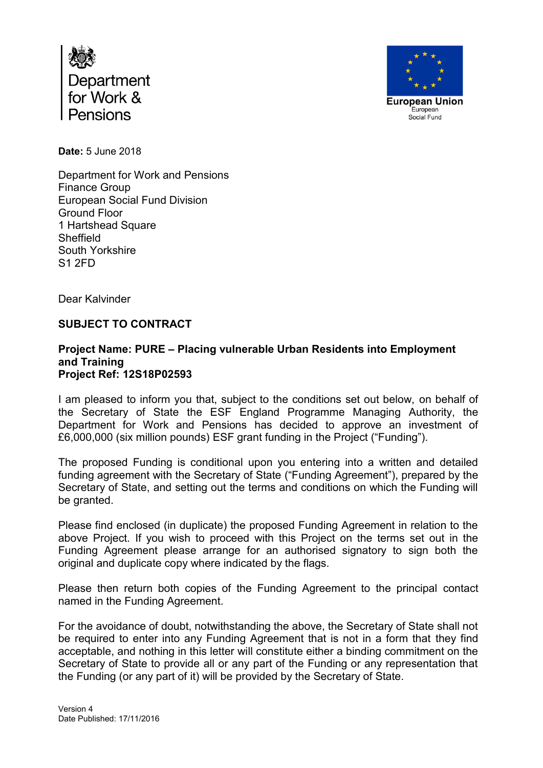Department for Work & Pensions

European Union
European Social Fund

**Date:** 5 June 2018

Department for Work and Pensions
Finance Group
European Social Fund Division
Ground Floor
1 Hartshead Square
Sheffield
South Yorkshire
S1 2FD

Dear Kalvinder

**SUBJECT TO CONTRACT**

**Project Name: PURE – Placing vulnerable Urban Residents into Employment and Training**
**Project Ref: 12S18P02593**

I am pleased to inform you that, subject to the conditions set out below, on behalf of the Secretary of State the ESF England Programme Managing Authority, the Department for Work and Pensions has decided to approve an investment of £6,000,000 (six million pounds) ESF grant funding in the Project ("Funding").

The proposed Funding is conditional upon you entering into a written and detailed funding agreement with the Secretary of State ("Funding Agreement"), prepared by the Secretary of State, and setting out the terms and conditions on which the Funding will be granted.

Please find enclosed (in duplicate) the proposed Funding Agreement in relation to the above Project. If you wish to proceed with this Project on the terms set out in the Funding Agreement please arrange for an authorised signatory to sign both the original and duplicate copy where indicated by the flags.

Please then return both copies of the Funding Agreement to the principal contact named in the Funding Agreement.

For the avoidance of doubt, notwithstanding the above, the Secretary of State shall not be required to enter into any Funding Agreement that is not in a form that they find acceptable, and nothing in this letter will constitute either a binding commitment on the Secretary of State to provide all or any part of the Funding or any representation that the Funding (or any part of it) will be provided by the Secretary of State.

Version 4
Date Published: 17/11/2016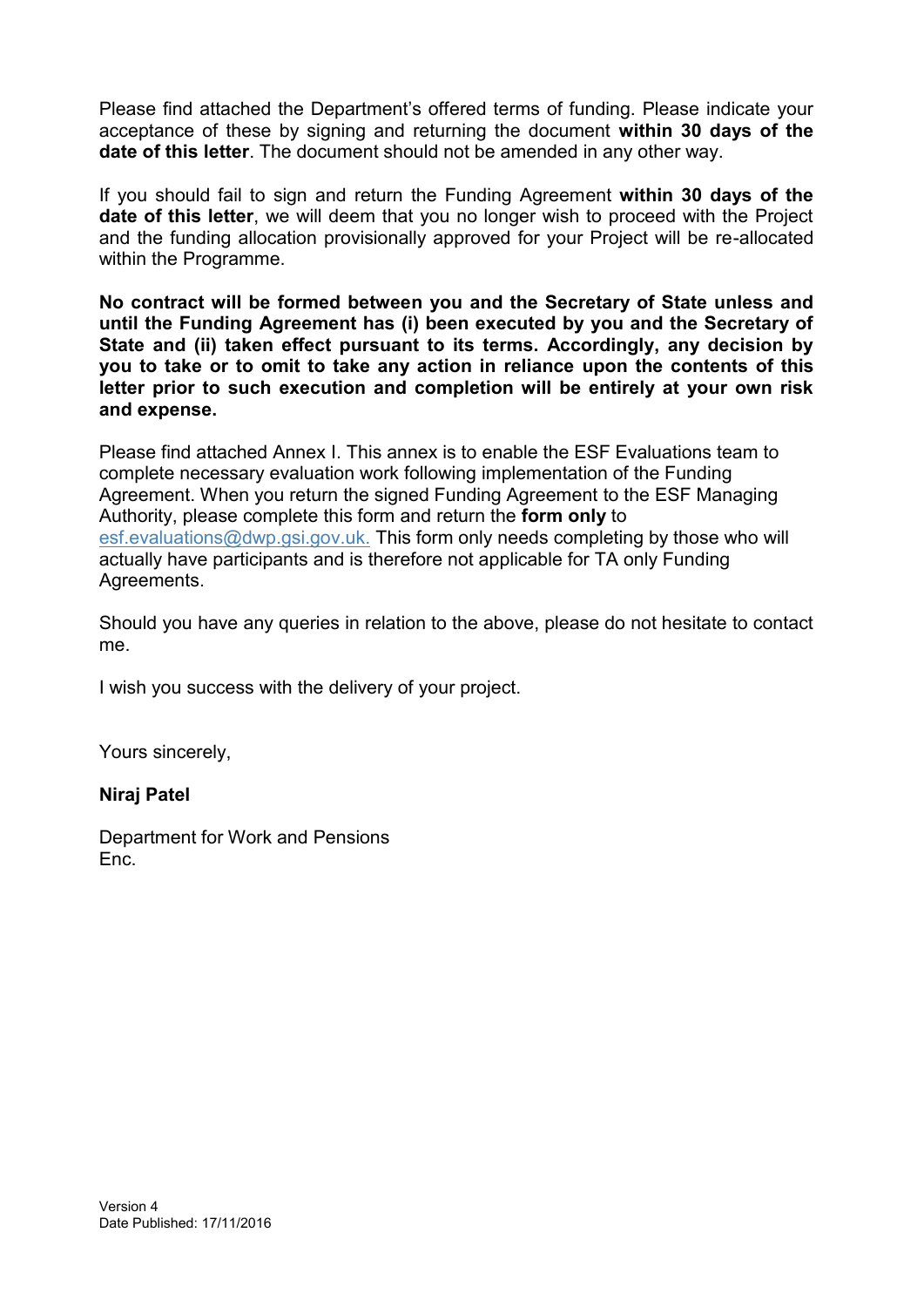Please find attached the Department's offered terms of funding. Please indicate your acceptance of these by signing and returning the document **within 30 days of the date of this letter**. The document should not be amended in any other way.

If you should fail to sign and return the Funding Agreement **within 30 days of the date of this letter**, we will deem that you no longer wish to proceed with the Project and the funding allocation provisionally approved for your Project will be re-allocated within the Programme.

**No contract will be formed between you and the Secretary of State unless and until the Funding Agreement has (i) been executed by you and the Secretary of State and (ii) taken effect pursuant to its terms. Accordingly, any decision by you to take or to omit to take any action in reliance upon the contents of this letter prior to such execution and completion will be entirely at your own risk and expense.**

Please find attached Annex I. This annex is to enable the ESF Evaluations team to complete necessary evaluation work following implementation of the Funding Agreement. When you return the signed Funding Agreement to the ESF Managing Authority, please complete this form and return the **form only** to esf.evaluations@dwp.gsi.gov.uk. This form only needs completing by those who will actually have participants and is therefore not applicable for TA only Funding Agreements.

Should you have any queries in relation to the above, please do not hesitate to contact me.

I wish you success with the delivery of your project.

Yours sincerely,

**Niraj Patel**

Department for Work and Pensions
Enc.

Version 4
Date Published: 17/11/2016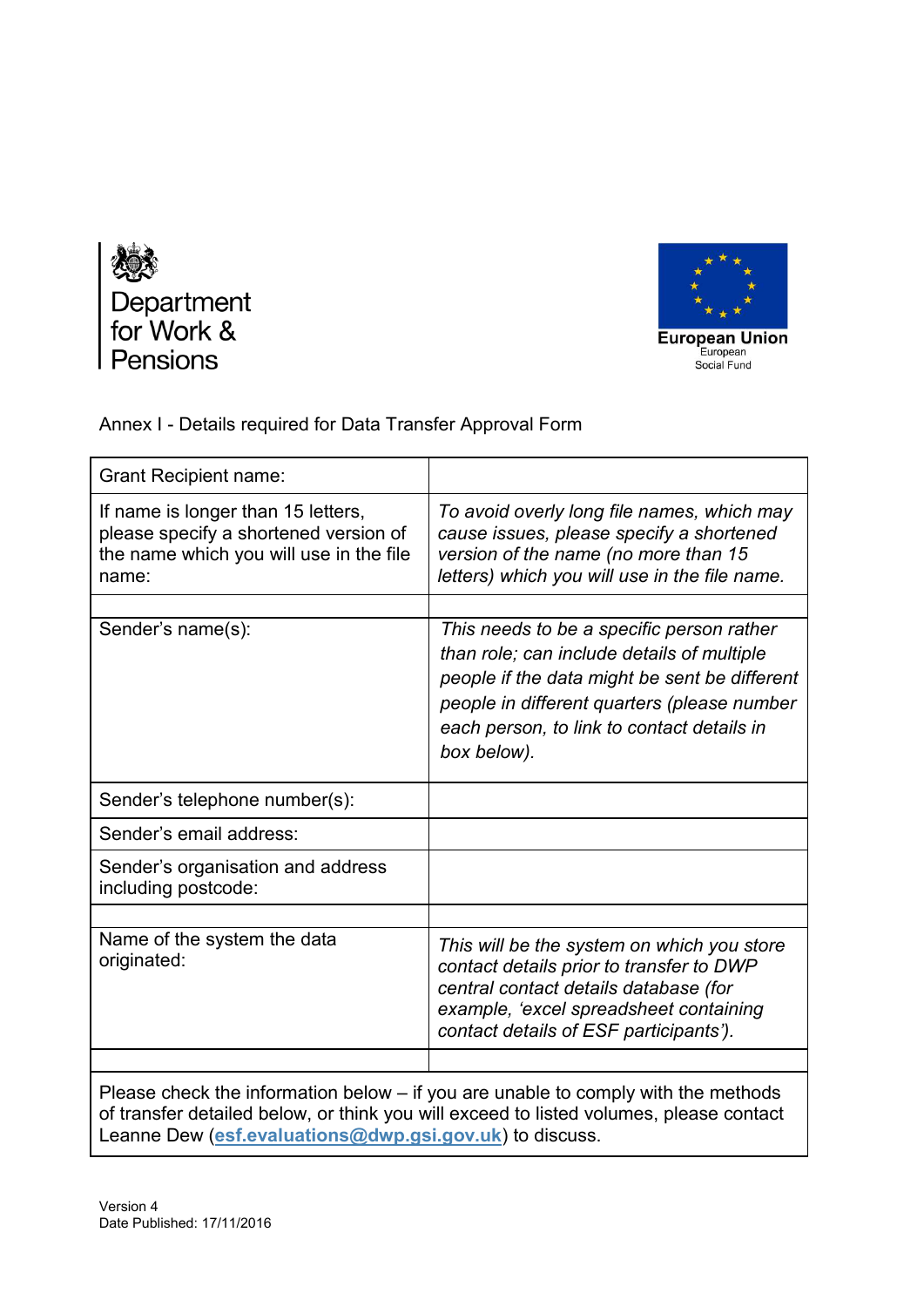Department for Work & Pensions

European Union
European Social Fund

Annex I - Details required for Data Transfer Approval Form

| Grant Recipient name: | |
|---|---|
| If name is longer than 15 letters, please specify a shortened version of the name which you will use in the file name: | *To avoid overly long file names, which may cause issues, please specify a shortened version of the name (no more than 15 letters) which you will use in the file name.* |
| | |
| Sender's name(s): | *This needs to be a specific person rather than role; can include details of multiple people if the data might be sent be different people in different quarters (please number each person, to link to contact details in box below).* |
| Sender's telephone number(s): | |
| Sender's email address: | |
| Sender's organisation and address including postcode: | |
| | |
| Name of the system the data originated: | *This will be the system on which you store contact details prior to transfer to DWP central contact details database (for example, 'excel spreadsheet containing contact details of ESF participants').* |
| | |
| Please check the information below – if you are unable to comply with the methods of transfer detailed below, or think you will exceed to listed volumes, please contact Leanne Dew (esf.evaluations@dwp.gsi.gov.uk) to discuss. | |

Version 4
Date Published: 17/11/2016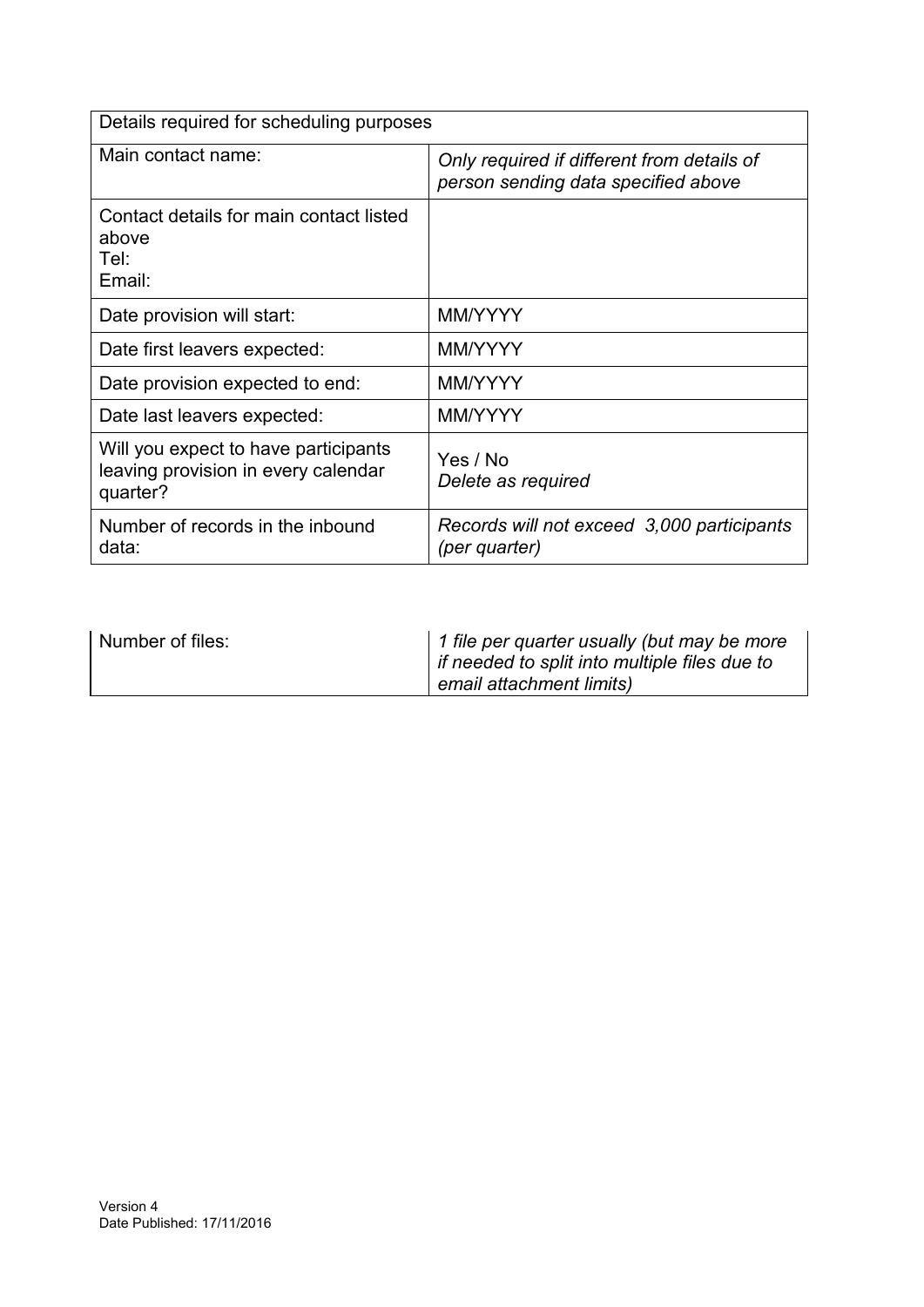| Details required for scheduling purposes | |
| --- | --- |
| Main contact name: | *Only required if different from details of person sending data specified above* |
| Contact details for main contact listed above<br>Tel:<br>Email: | |
| Date provision will start: | MM/YYYY |
| Date first leavers expected: | MM/YYYY |
| Date provision expected to end: | MM/YYYY |
| Date last leavers expected: | MM/YYYY |
| Will you expect to have participants leaving provision in every calendar quarter? | Yes / No<br>*Delete as required* |
| Number of records in the inbound data: | *Records will not exceed 3,000 participants (per quarter)* |
| Number of files: | *1 file per quarter usually (but may be more if needed to split into multiple files due to email attachment limits)* |

Version 4
Date Published: 17/11/2016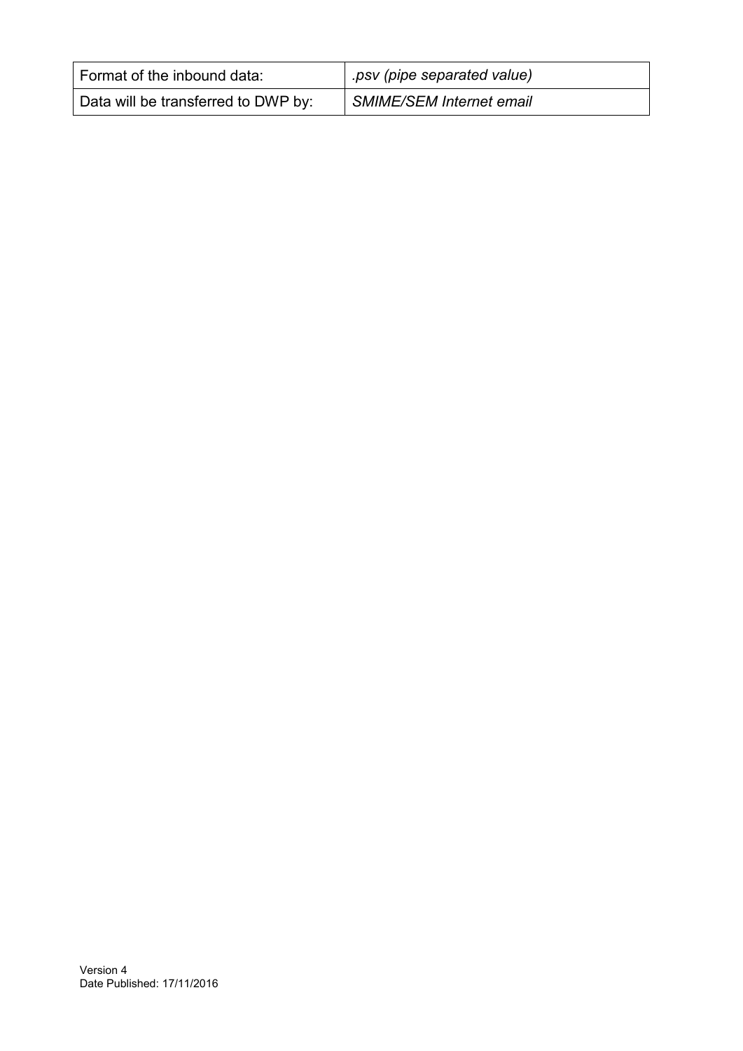| | |
|---|---|
| Format of the inbound data: | *.psv (pipe separated value)* |
| Data will be transferred to DWP by: | *SMIME/SEM Internet email* |

Version 4
Date Published: 17/11/2016